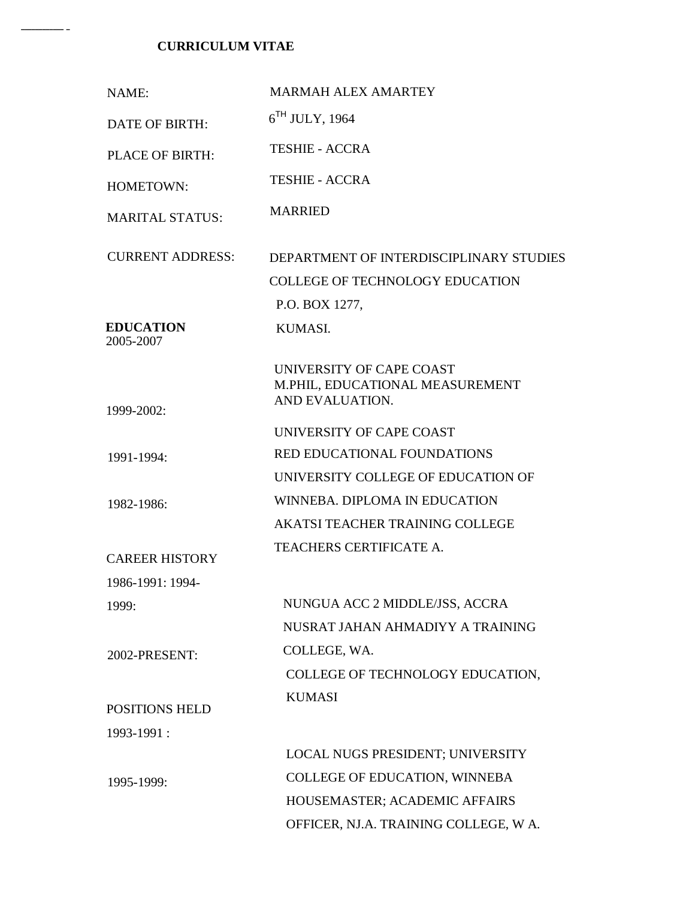# CURRICULUM VITAE

| | |
|---|---|
| NAME: | MARMAH ALEX AMARTEY |
| DATE OF BIRTH: | $6^{TH}$ JULY, 1964 |
| PLACE OF BIRTH: | TESHIE - ACCRA |
| HOMETOWN: | TESHIE - ACCRA |
| MARITAL STATUS: | MARRIED |
| CURRENT ADDRESS: | DEPARTMENT OF INTERDISCIPLINARY STUDIES<br>COLLEGE OF TECHNOLOGY EDUCATION<br>P.O. BOX 1277,<br>KUMASI. |

**EDUCATION**

| | |
|---|---|
| 2005-2007 | UNIVERSITY OF CAPE COAST<br>M.PHIL, EDUCATIONAL MEASUREMENT AND EVALUATION. |
| 1999-2002: | UNIVERSITY OF CAPE COAST<br>RED EDUCATIONAL FOUNDATIONS |
| 1991-1994: | UNIVERSITY COLLEGE OF EDUCATION OF WINNEBA. DIPLOMA IN EDUCATION |
| 1982-1986: | AKATSI TEACHER TRAINING COLLEGE<br>TEACHERS CERTIFICATE A. |

CAREER HISTORY

| | |
|---|---|
| 1986-1991: 1994-1999: | NUNGUA ACC 2 MIDDLE/JSS, ACCRA<br>NUSRAT JAHAN AHMADIYY A TRAINING COLLEGE, WA. |
| 2002-PRESENT: | COLLEGE OF TECHNOLOGY EDUCATION, KUMASI |

POSITIONS HELD

| | |
|---|---|
| 1993-1991 : | LOCAL NUGS PRESIDENT; UNIVERSITY COLLEGE OF EDUCATION, WINNEBA |
| 1995-1999: | HOUSEMASTER; ACADEMIC AFFAIRS OFFICER, NJ.A. TRAINING COLLEGE, W A. |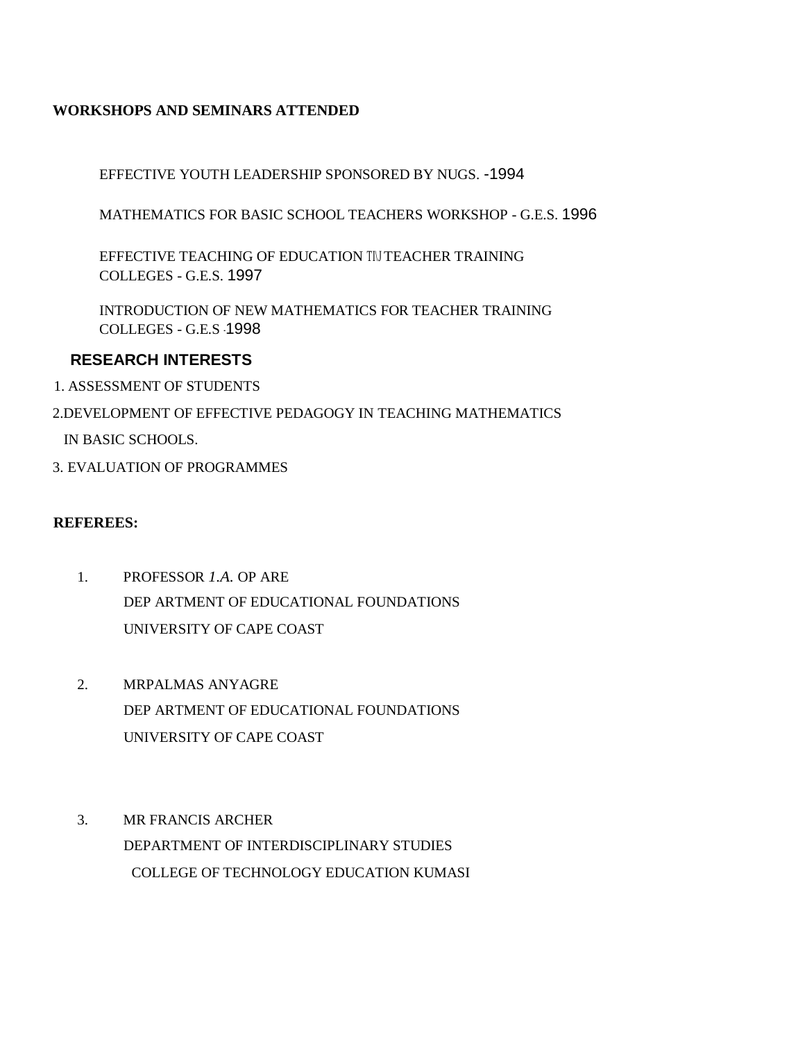**WORKSHOPS AND SEMINARS ATTENDED**

EFFECTIVE YOUTH LEADERSHIP SPONSORED BY NUGS. -1994

MATHEMATICS FOR BASIC SCHOOL TEACHERS WORKSHOP - G.E.S. 1996

EFFECTIVE TEACHING OF EDUCATION IN TEACHER TRAINING COLLEGES - G.E.S. 1997

INTRODUCTION OF NEW MATHEMATICS FOR TEACHER TRAINING COLLEGES - G.E.S -1998

## RESEARCH INTERESTS

1. ASSESSMENT OF STUDENTS
2. DEVELOPMENT OF EFFECTIVE PEDAGOGY IN TEACHING MATHEMATICS IN BASIC SCHOOLS.
3. EVALUATION OF PROGRAMMES

**REFEREES:**

1. PROFESSOR *1.A.* OP ARE
   DEP ARTMENT OF EDUCATIONAL FOUNDATIONS
   UNIVERSITY OF CAPE COAST

2. MRPALMAS ANYAGRE
   DEP ARTMENT OF EDUCATIONAL FOUNDATIONS
   UNIVERSITY OF CAPE COAST

3. MR FRANCIS ARCHER
   DEPARTMENT OF INTERDISCIPLINARY STUDIES
   COLLEGE OF TECHNOLOGY EDUCATION KUMASI